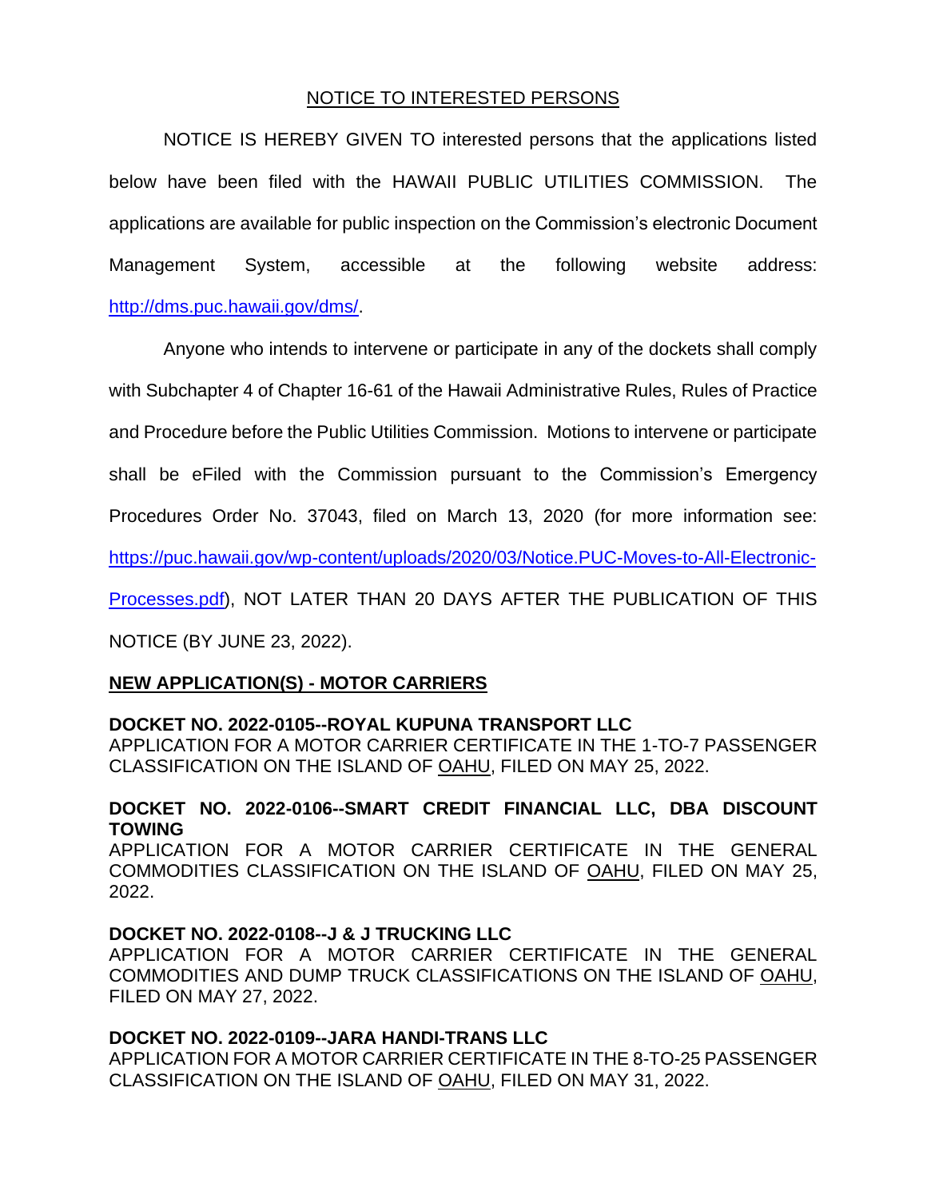<u>NOTICE TO INTERESTED PERSONS</u>

NOTICE IS HEREBY GIVEN TO interested persons that the applications listed below have been filed with the HAWAII PUBLIC UTILITIES COMMISSION. The applications are available for public inspection on the Commission's electronic Document Management System, accessible at the following website address: http://dms.puc.hawaii.gov/dms/.

Anyone who intends to intervene or participate in any of the dockets shall comply with Subchapter 4 of Chapter 16-61 of the Hawaii Administrative Rules, Rules of Practice and Procedure before the Public Utilities Commission. Motions to intervene or participate shall be eFiled with the Commission pursuant to the Commission's Emergency Procedures Order No. 37043, filed on March 13, 2020 (for more information see: https://puc.hawaii.gov/wp-content/uploads/2020/03/Notice.PUC-Moves-to-All-Electronic-Processes.pdf), NOT LATER THAN 20 DAYS AFTER THE PUBLICATION OF THIS NOTICE (BY JUNE 23, 2022).

**<u>NEW APPLICATION(S) - MOTOR CARRIERS</u>**

**DOCKET NO. 2022-0105--ROYAL KUPUNA TRANSPORT LLC**
APPLICATION FOR A MOTOR CARRIER CERTIFICATE IN THE 1-TO-7 PASSENGER CLASSIFICATION ON THE ISLAND OF <u>OAHU</u>, FILED ON MAY 25, 2022.

**DOCKET NO. 2022-0106--SMART CREDIT FINANCIAL LLC, DBA DISCOUNT TOWING**
APPLICATION FOR A MOTOR CARRIER CERTIFICATE IN THE GENERAL COMMODITIES CLASSIFICATION ON THE ISLAND OF <u>OAHU</u>, FILED ON MAY 25, 2022.

**DOCKET NO. 2022-0108--J & J TRUCKING LLC**
APPLICATION FOR A MOTOR CARRIER CERTIFICATE IN THE GENERAL COMMODITIES AND DUMP TRUCK CLASSIFICATIONS ON THE ISLAND OF <u>OAHU</u>, FILED ON MAY 27, 2022.

**DOCKET NO. 2022-0109--JARA HANDI-TRANS LLC**
APPLICATION FOR A MOTOR CARRIER CERTIFICATE IN THE 8-TO-25 PASSENGER CLASSIFICATION ON THE ISLAND OF <u>OAHU</u>, FILED ON MAY 31, 2022.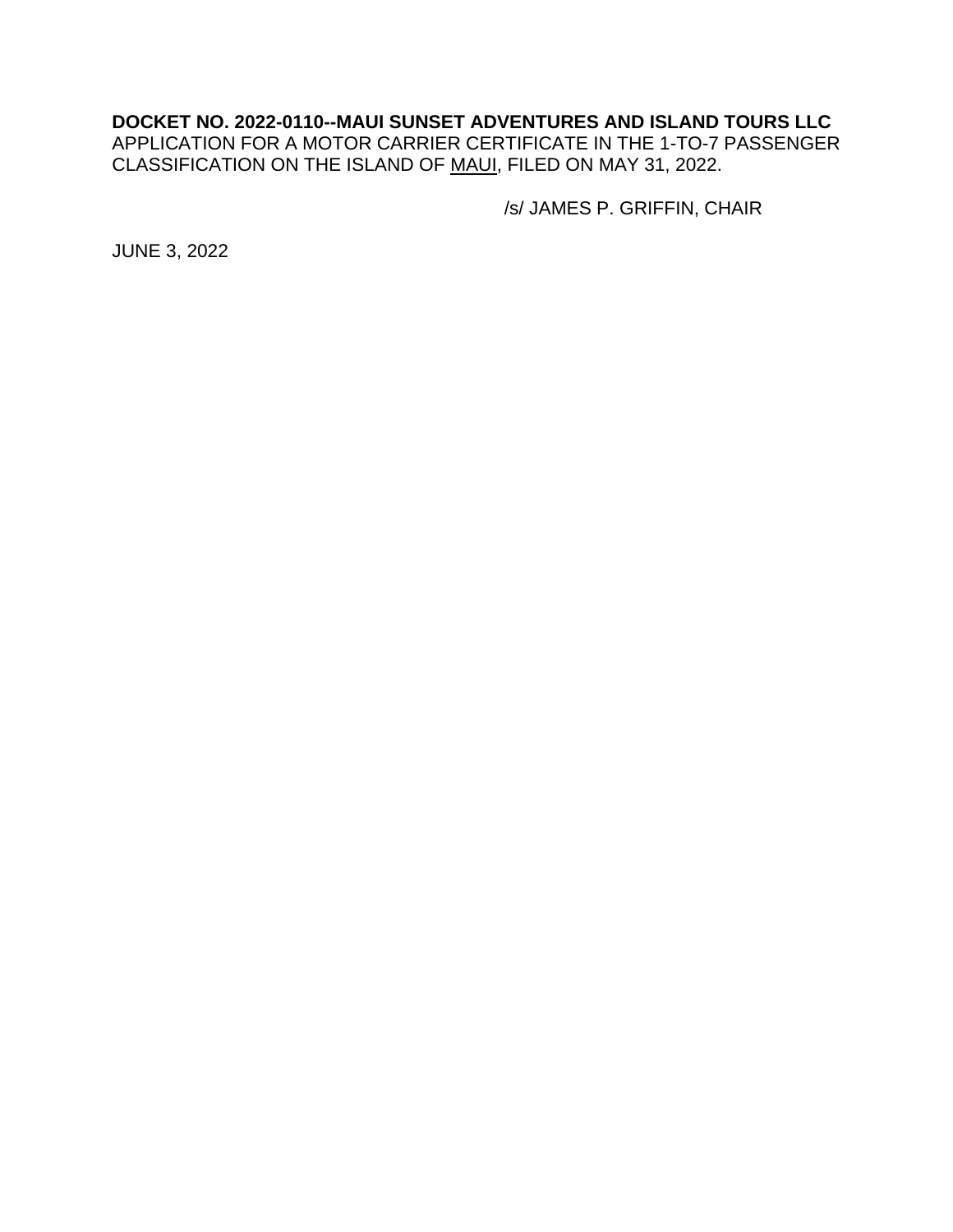**DOCKET NO. 2022-0110--MAUI SUNSET ADVENTURES AND ISLAND TOURS LLC**
APPLICATION FOR A MOTOR CARRIER CERTIFICATE IN THE 1-TO-7 PASSENGER CLASSIFICATION ON THE ISLAND OF <u>MAUI</u>, FILED ON MAY 31, 2022.

/s/ JAMES P. GRIFFIN, CHAIR

JUNE 3, 2022